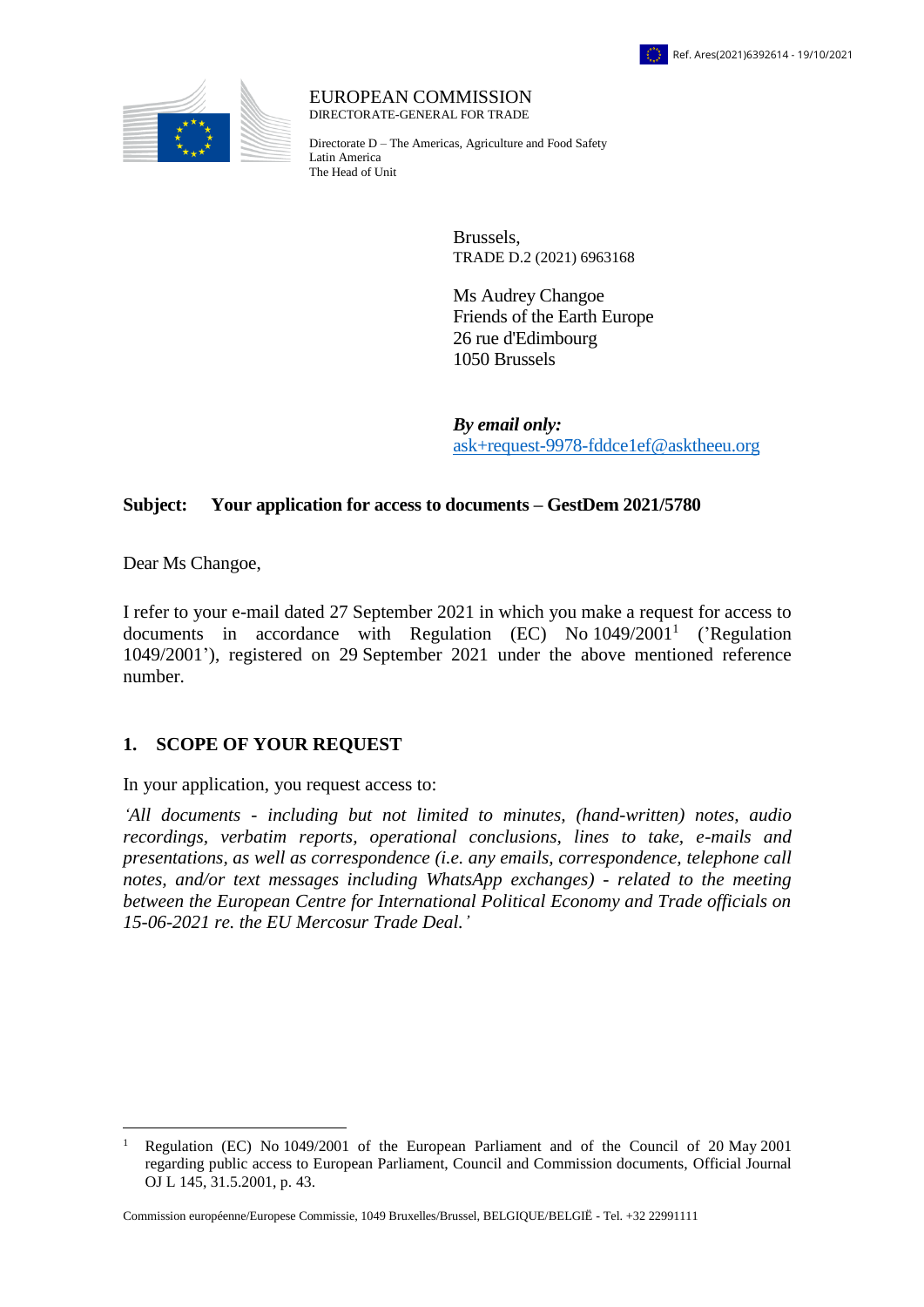Ref. Ares(2021)6392614 - 19/10/2021

EUROPEAN COMMISSION
DIRECTORATE-GENERAL FOR TRADE

Directorate D – The Americas, Agriculture and Food Safety
Latin America
The Head of Unit

Brussels,
TRADE D.2 (2021) 6963168

Ms Audrey Changoe
Friends of the Earth Europe
26 rue d'Edimbourg
1050 Brussels

***By email only:***
ask+request-9978-fddce1ef@asktheeu.org

**Subject: Your application for access to documents – GestDem 2021/5780**

Dear Ms Changoe,

I refer to your e-mail dated 27 September 2021 in which you make a request for access to documents in accordance with Regulation (EC) No 1049/2001[1] ('Regulation 1049/2001'), registered on 29 September 2021 under the above mentioned reference number.

## 1. SCOPE OF YOUR REQUEST

In your application, you request access to:

*'All documents - including but not limited to minutes, (hand-written) notes, audio recordings, verbatim reports, operational conclusions, lines to take, e-mails and presentations, as well as correspondence (i.e. any emails, correspondence, telephone call notes, and/or text messages including WhatsApp exchanges) - related to the meeting between the European Centre for International Political Economy and Trade officials on 15-06-2021 re. the EU Mercosur Trade Deal.'*

---

[1] Regulation (EC) No 1049/2001 of the European Parliament and of the Council of 20 May 2001 regarding public access to European Parliament, Council and Commission documents, Official Journal OJ L 145, 31.5.2001, p. 43.

Commission européenne/Europese Commissie, 1049 Bruxelles/Brussel, BELGIQUE/BELGIË - Tel. +32 22991111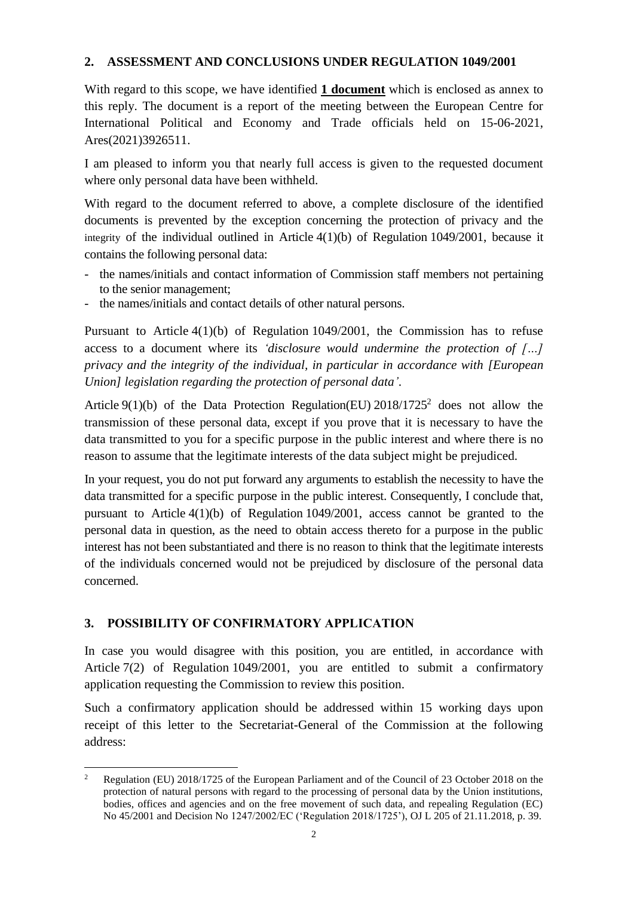## 2. ASSESSMENT AND CONCLUSIONS UNDER REGULATION 1049/2001

With regard to this scope, we have identified **1 document** which is enclosed as annex to this reply. The document is a report of the meeting between the European Centre for International Political and Economy and Trade officials held on 15-06-2021, Ares(2021)3926511.

I am pleased to inform you that nearly full access is given to the requested document where only personal data have been withheld.

With regard to the document referred to above, a complete disclosure of the identified documents is prevented by the exception concerning the protection of privacy and the integrity of the individual outlined in Article 4(1)(b) of Regulation 1049/2001, because it contains the following personal data:

- the names/initials and contact information of Commission staff members not pertaining to the senior management;
- the names/initials and contact details of other natural persons.

Pursuant to Article 4(1)(b) of Regulation 1049/2001, the Commission has to refuse access to a document where its *'disclosure would undermine the protection of […] privacy and the integrity of the individual, in particular in accordance with [European Union] legislation regarding the protection of personal data'*.

Article 9(1)(b) of the Data Protection Regulation(EU) 2018/1725[2] does not allow the transmission of these personal data, except if you prove that it is necessary to have the data transmitted to you for a specific purpose in the public interest and where there is no reason to assume that the legitimate interests of the data subject might be prejudiced.

In your request, you do not put forward any arguments to establish the necessity to have the data transmitted for a specific purpose in the public interest. Consequently, I conclude that, pursuant to Article 4(1)(b) of Regulation 1049/2001, access cannot be granted to the personal data in question, as the need to obtain access thereto for a purpose in the public interest has not been substantiated and there is no reason to think that the legitimate interests of the individuals concerned would not be prejudiced by disclosure of the personal data concerned.

## 3. POSSIBILITY OF CONFIRMATORY APPLICATION

In case you would disagree with this position, you are entitled, in accordance with Article 7(2) of Regulation 1049/2001, you are entitled to submit a confirmatory application requesting the Commission to review this position.

Such a confirmatory application should be addressed within 15 working days upon receipt of this letter to the Secretariat-General of the Commission at the following address:

---

[2] Regulation (EU) 2018/1725 of the European Parliament and of the Council of 23 October 2018 on the protection of natural persons with regard to the processing of personal data by the Union institutions, bodies, offices and agencies and on the free movement of such data, and repealing Regulation (EC) No 45/2001 and Decision No 1247/2002/EC ('Regulation 2018/1725'), OJ L 205 of 21.11.2018, p. 39.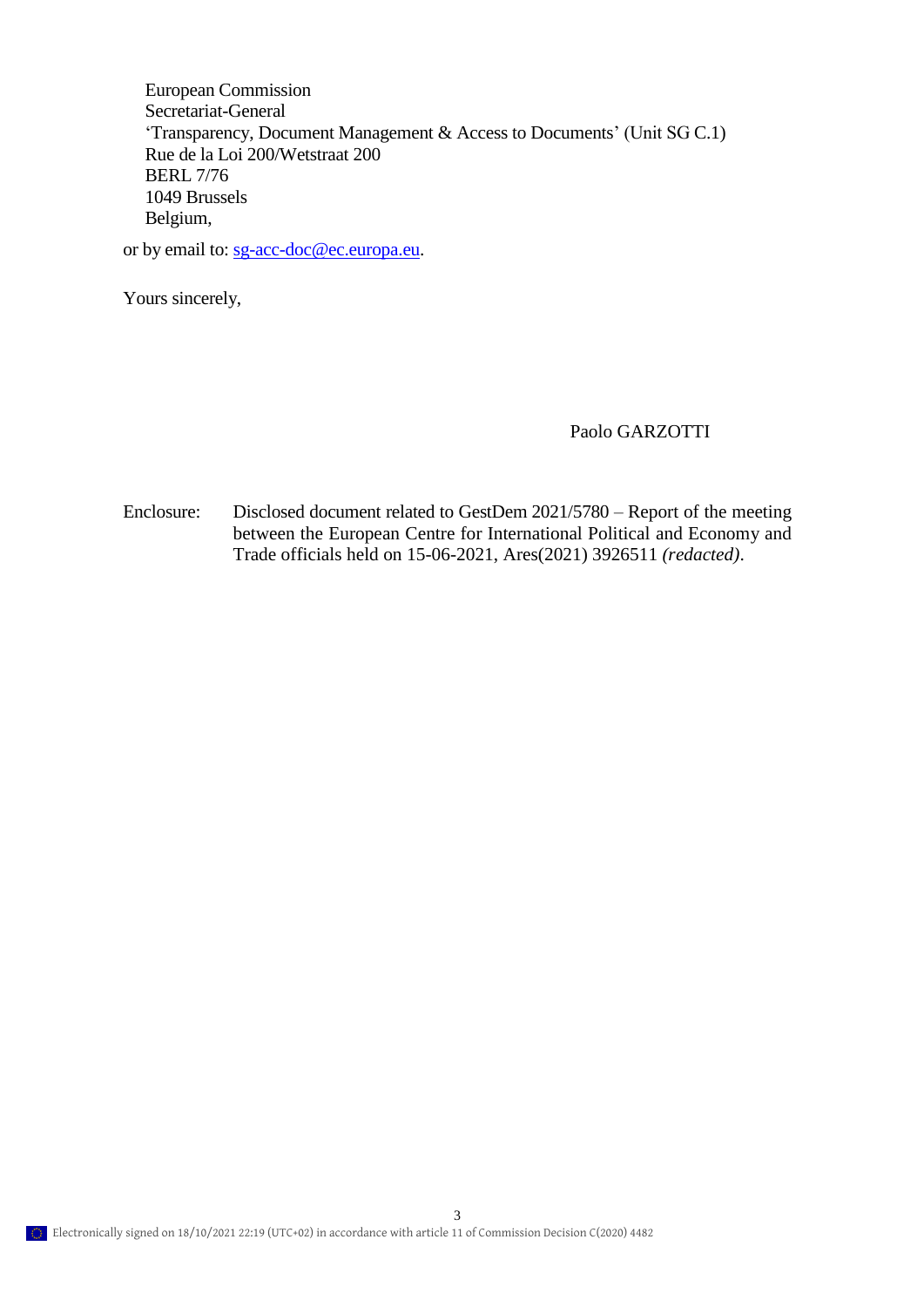European Commission
Secretariat-General
'Transparency, Document Management & Access to Documents' (Unit SG C.1)
Rue de la Loi 200/Wetstraat 200
BERL 7/76
1049 Brussels
Belgium,

or by email to: sg-acc-doc@ec.europa.eu.

Yours sincerely,

Paolo GARZOTTI

Enclosure: Disclosed document related to GestDem 2021/5780 – Report of the meeting between the European Centre for International Political and Economy and Trade officials held on 15-06-2021, Ares(2021) 3926511 *(redacted)*.

Electronically signed on 18/10/2021 22:19 (UTC+02) in accordance with article 11 of Commission Decision C(2020) 4482